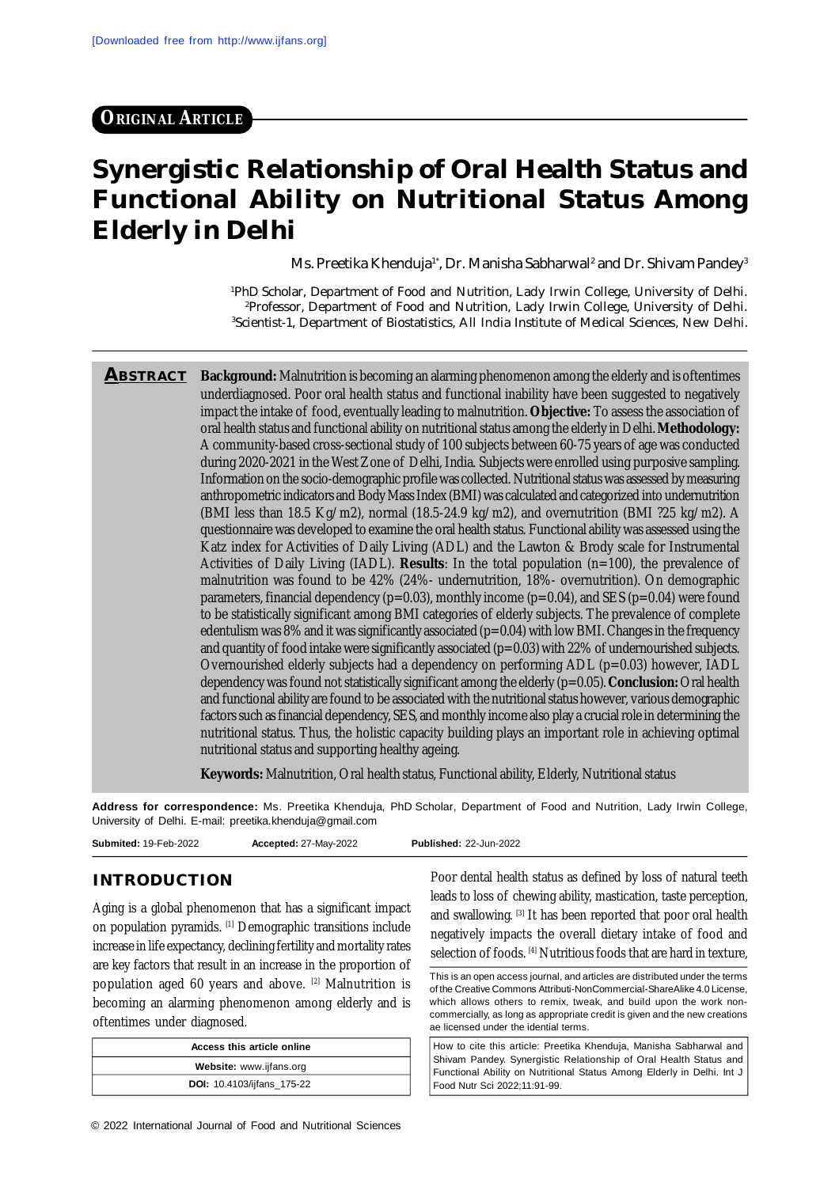[Downloaded free from http://www.ijfans.org]

**ORIGINAL ARTICLE**

# Synergistic Relationship of Oral Health Status and Functional Ability on Nutritional Status Among Elderly in Delhi

Ms. Preetika Khenduja[1*], Dr. Manisha Sabharwal[2] and Dr. Shivam Pandey[3]

[1]PhD Scholar, Department of Food and Nutrition, Lady Irwin College, University of Delhi.
[2]Professor, Department of Food and Nutrition, Lady Irwin College, University of Delhi.
[3]Scientist-1, Department of Biostatistics, All India Institute of Medical Sciences, New Delhi.

## ABSTRACT

**Background:** Malnutrition is becoming an alarming phenomenon among the elderly and is oftentimes underdiagnosed. Poor oral health status and functional inability have been suggested to negatively impact the intake of food, eventually leading to malnutrition. **Objective:** To assess the association of oral health status and functional ability on nutritional status among the elderly in Delhi. **Methodology:** A community-based cross-sectional study of 100 subjects between 60-75 years of age was conducted during 2020-2021 in the West Zone of Delhi, India. Subjects were enrolled using purposive sampling. Information on the socio-demographic profile was collected. Nutritional status was assessed by measuring anthropometric indicators and Body Mass Index (BMI) was calculated and categorized into undernutrition (BMI less than 18.5 Kg/m2), normal (18.5-24.9 kg/m2), and overnutrition (BMI ?25 kg/m2). A questionnaire was developed to examine the oral health status. Functional ability was assessed using the Katz index for Activities of Daily Living (ADL) and the Lawton & Brody scale for Instrumental Activities of Daily Living (IADL). **Results**: In the total population (n=100), the prevalence of malnutrition was found to be 42% (24%- undernutrition, 18%- overnutrition). On demographic parameters, financial dependency (p=0.03), monthly income (p=0.04), and SES (p=0.04) were found to be statistically significant among BMI categories of elderly subjects. The prevalence of complete edentulism was 8% and it was significantly associated (p=0.04) with low BMI. Changes in the frequency and quantity of food intake were significantly associated (p=0.03) with 22% of undernourished subjects. Overnourished elderly subjects had a dependency on performing ADL (p=0.03) however, IADL dependency was found not statistically significant among the elderly (p=0.05). **Conclusion:** Oral health and functional ability are found to be associated with the nutritional status however, various demographic factors such as financial dependency, SES, and monthly income also play a crucial role in determining the nutritional status. Thus, the holistic capacity building plays an important role in achieving optimal nutritional status and supporting healthy ageing.

**Keywords:** Malnutrition, Oral health status, Functional ability, Elderly, Nutritional status

**Address for correspondence:** Ms. Preetika Khenduja, PhD Scholar, Department of Food and Nutrition, Lady Irwin College, University of Delhi. E-mail: preetika.khenduja@gmail.com

**Submited:** 19-Feb-2022 **Accepted:** 27-May-2022 **Published:** 22-Jun-2022

## INTRODUCTION

Aging is a global phenomenon that has a significant impact on population pyramids. [1] Demographic transitions include increase in life expectancy, declining fertility and mortality rates are key factors that result in an increase in the proportion of population aged 60 years and above. [2] Malnutrition is becoming an alarming phenomenon among elderly and is oftentimes under diagnosed.

| Access this article online |
|---|
| **Website:** www.ijfans.org |
| **DOI:** 10.4103/ijfans_175-22 |

Poor dental health status as defined by loss of natural teeth leads to loss of chewing ability, mastication, taste perception, and swallowing. [3] It has been reported that poor oral health negatively impacts the overall dietary intake of food and selection of foods. [4] Nutritious foods that are hard in texture,

This is an open access journal, and articles are distributed under the terms of the Creative Commons Attributi-NonCommercial-ShareAlike 4.0 License, which allows others to remix, tweak, and build upon the work non-commercially, as long as appropriate credit is given and the new creations ae licensed under the idential terms.

How to cite this article: Preetika Khenduja, Manisha Sabharwal and Shivam Pandey. Synergistic Relationship of Oral Health Status and Functional Ability on Nutritional Status Among Elderly in Delhi. Int J Food Nutr Sci 2022;11:91-99.

© 2022 International Journal of Food and Nutritional Sciences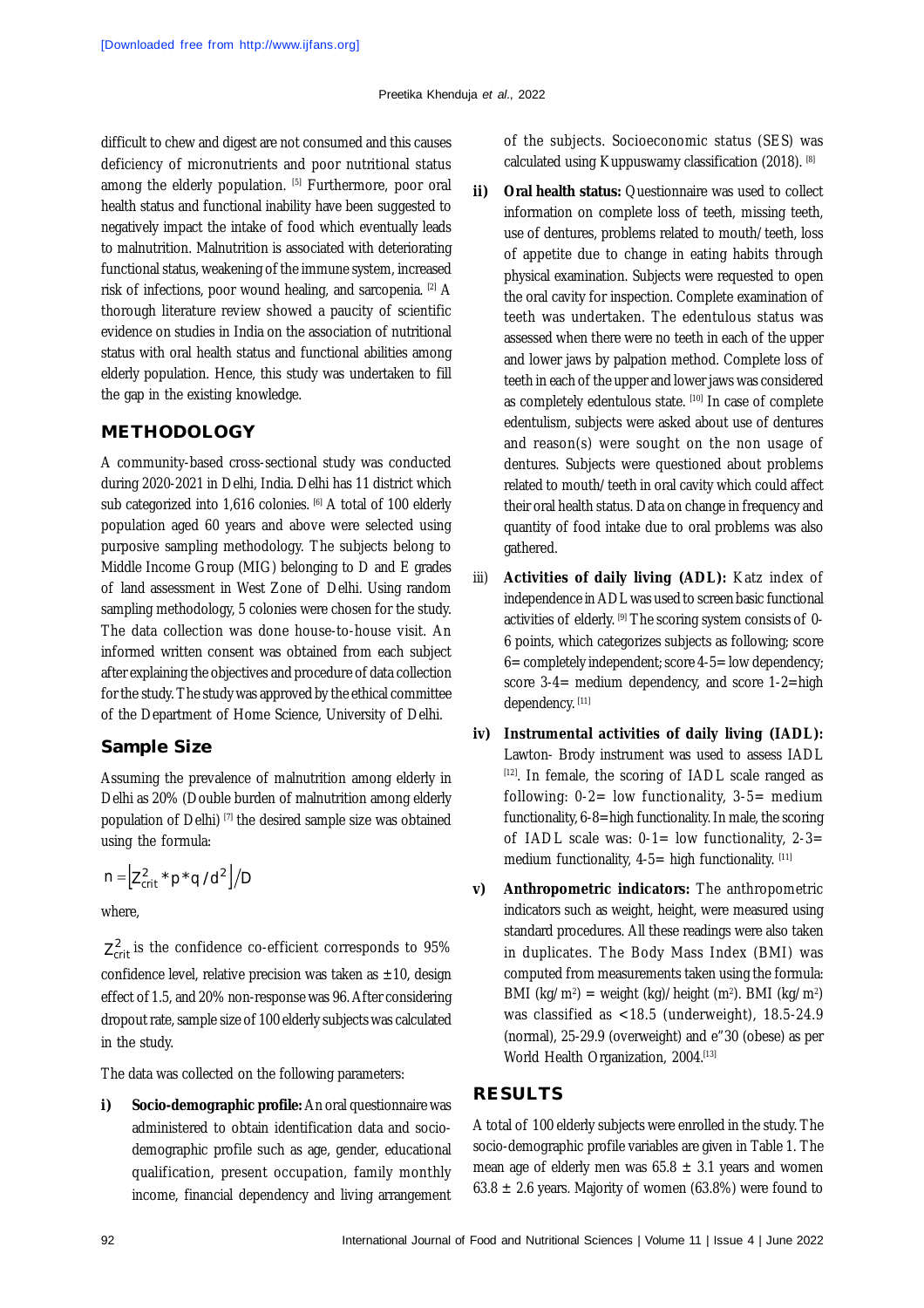difficult to chew and digest are not consumed and this causes deficiency of micronutrients and poor nutritional status among the elderly population. [5] Furthermore, poor oral health status and functional inability have been suggested to negatively impact the intake of food which eventually leads to malnutrition. Malnutrition is associated with deteriorating functional status, weakening of the immune system, increased risk of infections, poor wound healing, and sarcopenia. [2] A thorough literature review showed a paucity of scientific evidence on studies in India on the association of nutritional status with oral health status and functional abilities among elderly population. Hence, this study was undertaken to fill the gap in the existing knowledge.

## METHODOLOGY

A community-based cross-sectional study was conducted during 2020-2021 in Delhi, India. Delhi has 11 district which sub categorized into 1,616 colonies. [6] A total of 100 elderly population aged 60 years and above were selected using purposive sampling methodology. The subjects belong to Middle Income Group (MIG) belonging to D and E grades of land assessment in West Zone of Delhi. Using random sampling methodology, 5 colonies were chosen for the study. The data collection was done house-to-house visit. An informed written consent was obtained from each subject after explaining the objectives and procedure of data collection for the study. The study was approved by the ethical committee of the Department of Home Science, University of Delhi.

### Sample Size

Assuming the prevalence of malnutrition among elderly in Delhi as 20% (Double burden of malnutrition among elderly population of Delhi) [7] the desired sample size was obtained using the formula:

$$n = \left[Z_{crit}^2 * p * q / d^2\right] / D$$

where,

$Z_{crit}^2$ is the confidence co-efficient corresponds to 95% confidence level, relative precision was taken as ±10, design effect of 1.5, and 20% non-response was 96. After considering dropout rate, sample size of 100 elderly subjects was calculated in the study.

The data was collected on the following parameters:

i) **Socio-demographic profile:** An oral questionnaire was administered to obtain identification data and socio-demographic profile such as age, gender, educational qualification, present occupation, family monthly income, financial dependency and living arrangement of the subjects. Socioeconomic status (SES) was calculated using Kuppuswamy classification (2018). [8]

ii) **Oral health status:** Questionnaire was used to collect information on complete loss of teeth, missing teeth, use of dentures, problems related to mouth/teeth, loss of appetite due to change in eating habits through physical examination. Subjects were requested to open the oral cavity for inspection. Complete examination of teeth was undertaken. The edentulous status was assessed when there were no teeth in each of the upper and lower jaws by palpation method. Complete loss of teeth in each of the upper and lower jaws was considered as completely edentulous state. [10] In case of complete edentulism, subjects were asked about use of dentures and reason(s) were sought on the non usage of dentures. Subjects were questioned about problems related to mouth/teeth in oral cavity which could affect their oral health status. Data on change in frequency and quantity of food intake due to oral problems was also gathered.

iii) **Activities of daily living (ADL):** Katz index of independence in ADL was used to screen basic functional activities of elderly. [9] The scoring system consists of 0-6 points, which categorizes subjects as following; score 6= completely independent; score 4-5= low dependency; score 3-4= medium dependency, and score 1-2=high dependency. [11]

iv) **Instrumental activities of daily living (IADL):** Lawton- Brody instrument was used to assess IADL [12]. In female, the scoring of IADL scale ranged as following: 0-2= low functionality, 3-5= medium functionality, 6-8= high functionality. In male, the scoring of IADL scale was: 0-1= low functionality, 2-3= medium functionality, 4-5= high functionality. [11]

v) **Anthropometric indicators:** The anthropometric indicators such as weight, height, were measured using standard procedures. All these readings were also taken in duplicates. The Body Mass Index (BMI) was computed from measurements taken using the formula: BMI (kg/m$^2$) = weight (kg)/height (m$^2$). BMI (kg/m$^2$) was classified as <18.5 (underweight), 18.5-24.9 (normal), 25-29.9 (overweight) and e"30 (obese) as per World Health Organization, 2004.[13]

## RESULTS

A total of 100 elderly subjects were enrolled in the study. The socio-demographic profile variables are given in Table 1. The mean age of elderly men was 65.8 ± 3.1 years and women 63.8 ± 2.6 years. Majority of women (63.8%) were found to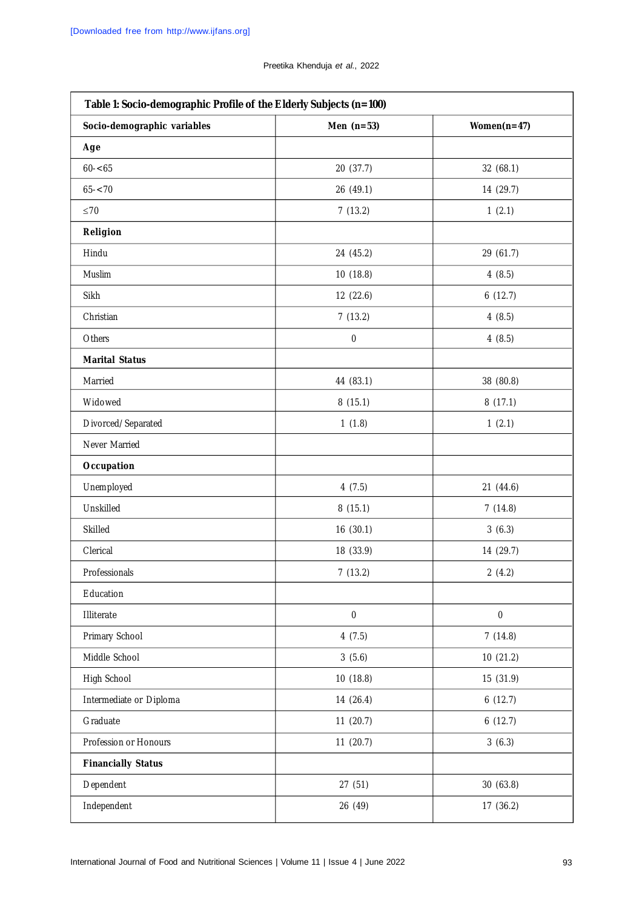| Table 1: Socio-demographic Profile of the Elderly Subjects (n=100) | | |
|---|---|---|
| **Socio-demographic variables** | **Men (n=53)** | **Women(n=47)** |
| **Age** | | |
| 60-<65 | 20 (37.7) | 32 (68.1) |
| 65-<70 | 26 (49.1) | 14 (29.7) |
| ≤70 | 7 (13.2) | 1 (2.1) |
| **Religion** | | |
| Hindu | 24 (45.2) | 29 (61.7) |
| Muslim | 10 (18.8) | 4 (8.5) |
| Sikh | 12 (22.6) | 6 (12.7) |
| Christian | 7 (13.2) | 4 (8.5) |
| Others | 0 | 4 (8.5) |
| **Marital Status** | | |
| Married | 44 (83.1) | 38 (80.8) |
| Widowed | 8 (15.1) | 8 (17.1) |
| Divorced/Separated | 1 (1.8) | 1 (2.1) |
| Never Married | | |
| **Occupation** | | |
| Unemployed | 4 (7.5) | 21 (44.6) |
| Unskilled | 8 (15.1) | 7 (14.8) |
| Skilled | 16 (30.1) | 3 (6.3) |
| Clerical | 18 (33.9) | 14 (29.7) |
| Professionals | 7 (13.2) | 2 (4.2) |
| Education | | |
| Illiterate | 0 | 0 |
| Primary School | 4 (7.5) | 7 (14.8) |
| Middle School | 3 (5.6) | 10 (21.2) |
| High School | 10 (18.8) | 15 (31.9) |
| Intermediate or Diploma | 14 (26.4) | 6 (12.7) |
| Graduate | 11 (20.7) | 6 (12.7) |
| Profession or Honours | 11 (20.7) | 3 (6.3) |
| **Financially Status** | | |
| Dependent | 27 (51) | 30 (63.8) |
| Independent | 26 (49) | 17 (36.2) |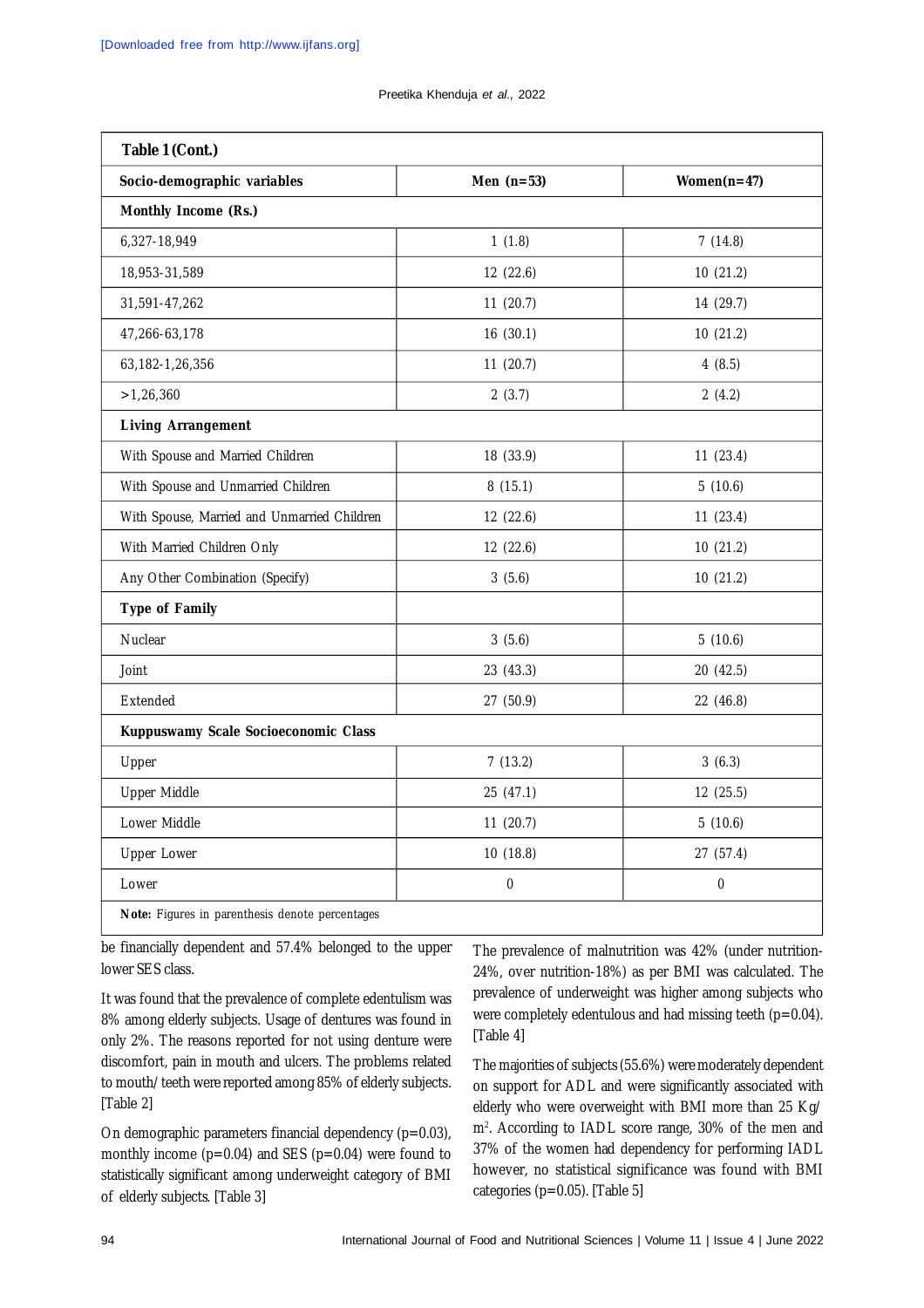**Table 1 (Cont.)**

| Socio-demographic variables | Men (n=53) | Women(n=47) |
|---|---|---|
| **Monthly Income (Rs.)** | | |
| 6,327-18,949 | 1 (1.8) | 7 (14.8) |
| 18,953-31,589 | 12 (22.6) | 10 (21.2) |
| 31,591-47,262 | 11 (20.7) | 14 (29.7) |
| 47,266-63,178 | 16 (30.1) | 10 (21.2) |
| 63,182-1,26,356 | 11 (20.7) | 4 (8.5) |
| >1,26,360 | 2 (3.7) | 2 (4.2) |
| **Living Arrangement** | | |
| With Spouse and Married Children | 18 (33.9) | 11 (23.4) |
| With Spouse and Unmarried Children | 8 (15.1) | 5 (10.6) |
| With Spouse, Married and Unmarried Children | 12 (22.6) | 11 (23.4) |
| With Married Children Only | 12 (22.6) | 10 (21.2) |
| Any Other Combination (Specify) | 3 (5.6) | 10 (21.2) |
| **Type of Family** | | |
| Nuclear | 3 (5.6) | 5 (10.6) |
| Joint | 23 (43.3) | 20 (42.5) |
| Extended | 27 (50.9) | 22 (46.8) |
| **Kuppuswamy Scale Socioeconomic Class** | | |
| Upper | 7 (13.2) | 3 (6.3) |
| Upper Middle | 25 (47.1) | 12 (25.5) |
| Lower Middle | 11 (20.7) | 5 (10.6) |
| Upper Lower | 10 (18.8) | 27 (57.4) |
| Lower | 0 | 0 |

**Note:** Figures in parenthesis denote percentages

be financially dependent and 57.4% belonged to the upper lower SES class.

It was found that the prevalence of complete edentulism was 8% among elderly subjects. Usage of dentures was found in only 2%. The reasons reported for not using denture were discomfort, pain in mouth and ulcers. The problems related to mouth/teeth were reported among 85% of elderly subjects. [Table 2]

On demographic parameters financial dependency (p=0.03), monthly income (p=0.04) and SES (p=0.04) were found to statistically significant among underweight category of BMI of elderly subjects. [Table 3]

The prevalence of malnutrition was 42% (under nutrition-24%, over nutrition-18%) as per BMI was calculated. The prevalence of underweight was higher among subjects who were completely edentulous and had missing teeth (p=0.04). [Table 4]

The majorities of subjects (55.6%) were moderately dependent on support for ADL and were significantly associated with elderly who were overweight with BMI more than 25 Kg/m$^2$. According to IADL score range, 30% of the men and 37% of the women had dependency for performing IADL however, no statistical significance was found with BMI categories (p=0.05). [Table 5]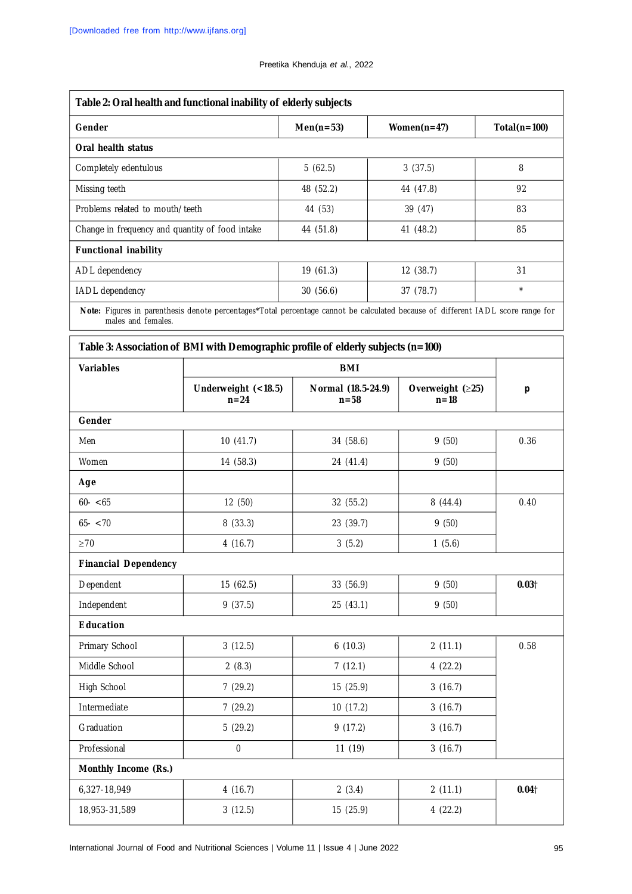**Table 2: Oral health and functional inability of elderly subjects**

| Gender | Men(n=53) | Women(n=47) | Total(n=100) |
|---|---|---|---|
| **Oral health status** | | | |
| Completely edentulous | 5 (62.5) | 3 (37.5) | 8 |
| Missing teeth | 48 (52.2) | 44 (47.8) | 92 |
| Problems related to mouth/teeth | 44 (53) | 39 (47) | 83 |
| Change in frequency and quantity of food intake | 44 (51.8) | 41 (48.2) | 85 |
| **Functional inability** | | | |
| ADL dependency | 19 (61.3) | 12 (38.7) | 31 |
| IADL dependency | 30 (56.6) | 37 (78.7) | * |

**Note:** Figures in parenthesis denote percentages*Total percentage cannot be calculated because of different IADL score range for males and females.

**Table 3: Association of BMI with Demographic profile of elderly subjects (n=100)**

| Variables | BMI | | | p |
|---|---|---|---|---|
| | Underweight (<18.5) n=24 | Normal (18.5-24.9) n=58 | Overweight (≥25) n=18 | |
| **Gender** | | | | |
| Men | 10 (41.7) | 34 (58.6) | 9 (50) | 0.36 |
| Women | 14 (58.3) | 24 (41.4) | 9 (50) | |
| **Age** | | | | |
| 60- <65 | 12 (50) | 32 (55.2) | 8 (44.4) | 0.40 |
| 65- <70 | 8 (33.3) | 23 (39.7) | 9 (50) | |
| ≥70 | 4 (16.7) | 3 (5.2) | 1 (5.6) | |
| **Financial Dependency** | | | | |
| Dependent | 15 (62.5) | 33 (56.9) | 9 (50) | **0.03†** |
| Independent | 9 (37.5) | 25 (43.1) | 9 (50) | |
| **Education** | | | | |
| Primary School | 3 (12.5) | 6 (10.3) | 2 (11.1) | 0.58 |
| Middle School | 2 (8.3) | 7 (12.1) | 4 (22.2) | |
| High School | 7 (29.2) | 15 (25.9) | 3 (16.7) | |
| Intermediate | 7 (29.2) | 10 (17.2) | 3 (16.7) | |
| Graduation | 5 (29.2) | 9 (17.2) | 3 (16.7) | |
| Professional | 0 | 11 (19) | 3 (16.7) | |
| **Monthly Income (Rs.)** | | | | |
| 6,327-18,949 | 4 (16.7) | 2 (3.4) | 2 (11.1) | **0.04†** |
| 18,953-31,589 | 3 (12.5) | 15 (25.9) | 4 (22.2) | |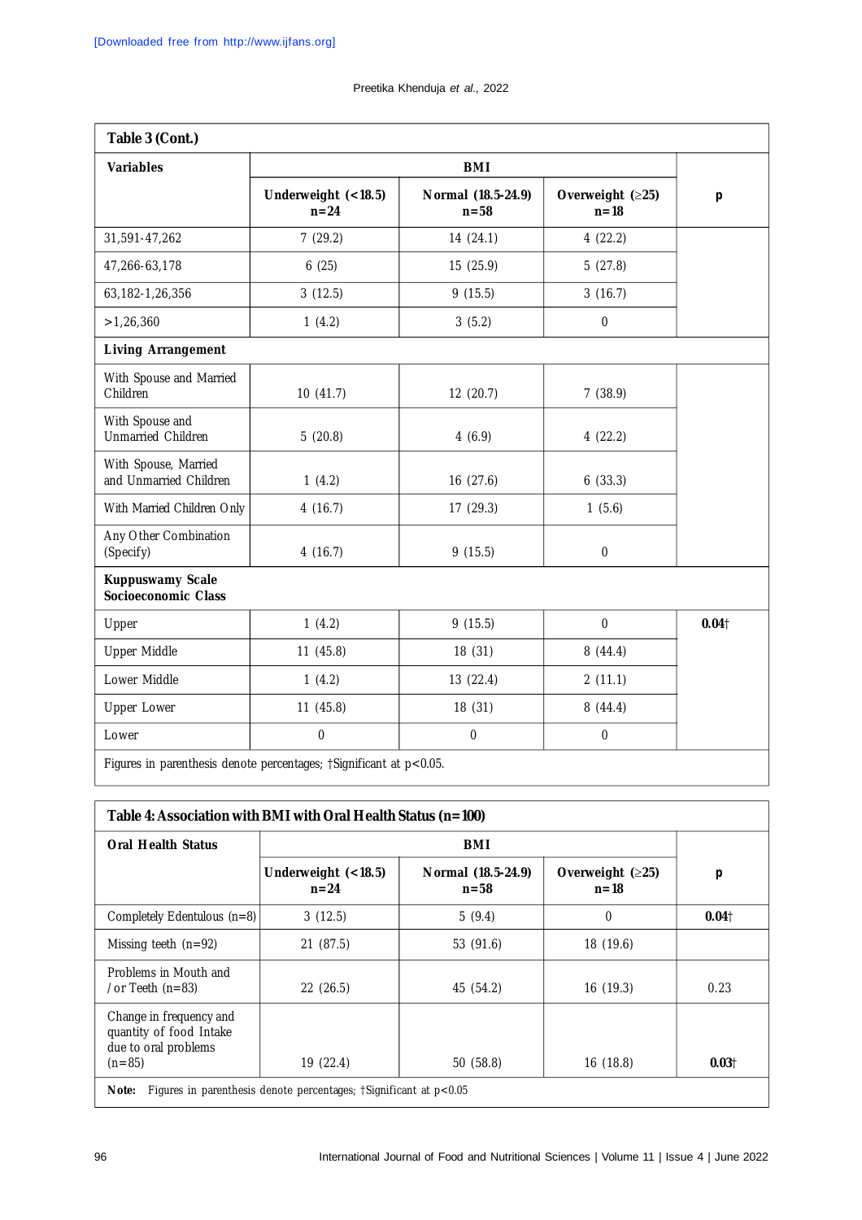**Table 3 (Cont.)**

| Variables | BMI | | | p |
|---|---|---|---|---|
| | Underweight (<18.5) n=24 | Normal (18.5-24.9) n=58 | Overweight (≥25) n=18 | |
| 31,591-47,262 | 7 (29.2) | 14 (24.1) | 4 (22.2) | |
| 47,266-63,178 | 6 (25) | 15 (25.9) | 5 (27.8) | |
| 63,182-1,26,356 | 3 (12.5) | 9 (15.5) | 3 (16.7) | |
| >1,26,360 | 1 (4.2) | 3 (5.2) | 0 | |
| **Living Arrangement** | | | | |
| With Spouse and Married Children | 10 (41.7) | 12 (20.7) | 7 (38.9) | |
| With Spouse and Unmarried Children | 5 (20.8) | 4 (6.9) | 4 (22.2) | |
| With Spouse, Married and Unmarried Children | 1 (4.2) | 16 (27.6) | 6 (33.3) | |
| With Married Children Only | 4 (16.7) | 17 (29.3) | 1 (5.6) | |
| Any Other Combination (Specify) | 4 (16.7) | 9 (15.5) | 0 | |
| **Kuppuswamy Scale Socioeconomic Class** | | | | |
| Upper | 1 (4.2) | 9 (15.5) | 0 | **0.04†** |
| Upper Middle | 11 (45.8) | 18 (31) | 8 (44.4) | |
| Lower Middle | 1 (4.2) | 13 (22.4) | 2 (11.1) | |
| Upper Lower | 11 (45.8) | 18 (31) | 8 (44.4) | |
| Lower | 0 | 0 | 0 | |

Figures in parenthesis denote percentages; †Significant at $p<0.05$.

**Table 4: Association with BMI with Oral Health Status (n=100)**

| Oral Health Status | BMI | | | p |
|---|---|---|---|---|
| | Underweight (<18.5) n=24 | Normal (18.5-24.9) n=58 | Overweight (≥25) n=18 | |
| Completely Edentulous (n=8) | 3 (12.5) | 5 (9.4) | 0 | **0.04†** |
| Missing teeth (n=92) | 21 (87.5) | 53 (91.6) | 18 (19.6) | |
| Problems in Mouth and /or Teeth (n=83) | 22 (26.5) | 45 (54.2) | 16 (19.3) | 0.23 |
| Change in frequency and quantity of food Intake due to oral problems (n=85) | 19 (22.4) | 50 (58.8) | 16 (18.8) | **0.03†** |

**Note:** Figures in parenthesis denote percentages; †Significant at $p<0.05$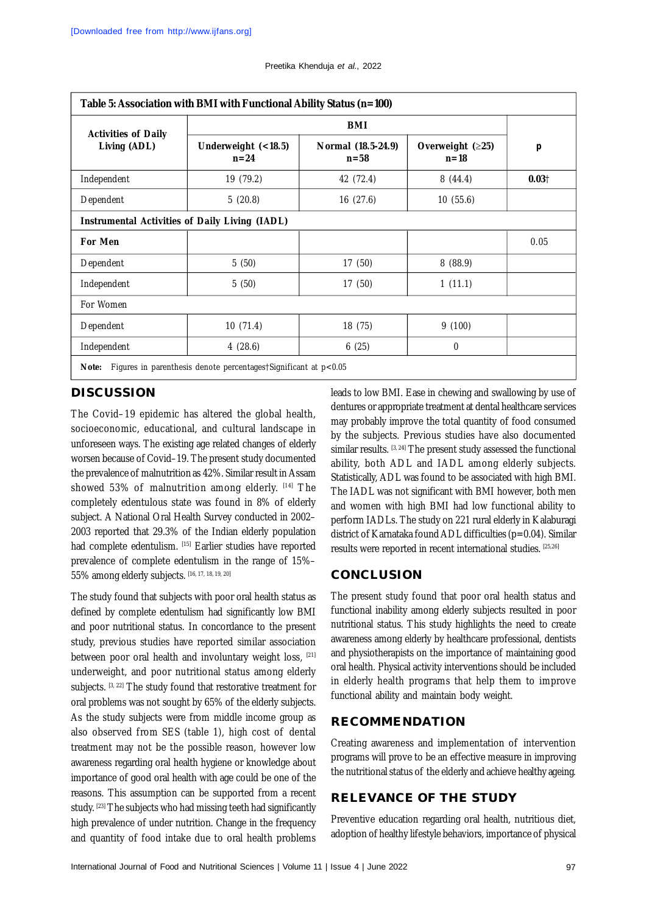| Table 5: Association with BMI with Functional Ability Status (n=100) | | | | |
|---|---|---|---|---|
| Activities of Daily Living (ADL) | BMI | | | p |
| | Underweight (<18.5) n=24 | Normal (18.5-24.9) n=58 | Overweight (≥25) n=18 | |
| Independent | 19 (79.2) | 42 (72.4) | 8 (44.4) | **0.03**† |
| Dependent | 5 (20.8) | 16 (27.6) | 10 (55.6) | |
| **Instrumental Activities of Daily Living (IADL)** | | | | |
| **For Men** | | | | 0.05 |
| Dependent | 5 (50) | 17 (50) | 8 (88.9) | |
| Independent | 5 (50) | 17 (50) | 1 (11.1) | |
| For Women | | | | |
| Dependent | 10 (71.4) | 18 (75) | 9 (100) | |
| Independent | 4 (28.6) | 6 (25) | 0 | |

**Note:** Figures in parenthesis denote percentages†Significant at $p<0.05$

## DISCUSSION

The Covid–19 epidemic has altered the global health, socioeconomic, educational, and cultural landscape in unforeseen ways. The existing age related changes of elderly worsen because of Covid–19. The present study documented the prevalence of malnutrition as 42%. Similar result in Assam showed 53% of malnutrition among elderly. [14] The completely edentulous state was found in 8% of elderly subject. A National Oral Health Survey conducted in 2002–2003 reported that 29.3% of the Indian elderly population had complete edentulism. [15] Earlier studies have reported prevalence of complete edentulism in the range of 15%–55% among elderly subjects. [16, 17, 18, 19, 20]

The study found that subjects with poor oral health status as defined by complete edentulism had significantly low BMI and poor nutritional status. In concordance to the present study, previous studies have reported similar association between poor oral health and involuntary weight loss, [21] underweight, and poor nutritional status among elderly subjects. [3, 22] The study found that restorative treatment for oral problems was not sought by 65% of the elderly subjects. As the study subjects were from middle income group as also observed from SES (table 1), high cost of dental treatment may not be the possible reason, however low awareness regarding oral health hygiene or knowledge about importance of good oral health with age could be one of the reasons. This assumption can be supported from a recent study. [23] The subjects who had missing teeth had significantly high prevalence of under nutrition. Change in the frequency and quantity of food intake due to oral health problems leads to low BMI. Ease in chewing and swallowing by use of dentures or appropriate treatment at dental healthcare services may probably improve the total quantity of food consumed by the subjects. Previous studies have also documented similar results. [3, 24] The present study assessed the functional ability, both ADL and IADL among elderly subjects. Statistically, ADL was found to be associated with high BMI. The IADL was not significant with BMI however, both men and women with high BMI had low functional ability to perform IADLs. The study on 221 rural elderly in Kalaburagi district of Karnataka found ADL difficulties ($p=0.04$). Similar results were reported in recent international studies. [25,26]

## CONCLUSION

The present study found that poor oral health status and functional inability among elderly subjects resulted in poor nutritional status. This study highlights the need to create awareness among elderly by healthcare professional, dentists and physiotherapists on the importance of maintaining good oral health. Physical activity interventions should be included in elderly health programs that help them to improve functional ability and maintain body weight.

## RECOMMENDATION

Creating awareness and implementation of intervention programs will prove to be an effective measure in improving the nutritional status of the elderly and achieve healthy ageing.

## RELEVANCE OF THE STUDY

Preventive education regarding oral health, nutritious diet, adoption of healthy lifestyle behaviors, importance of physical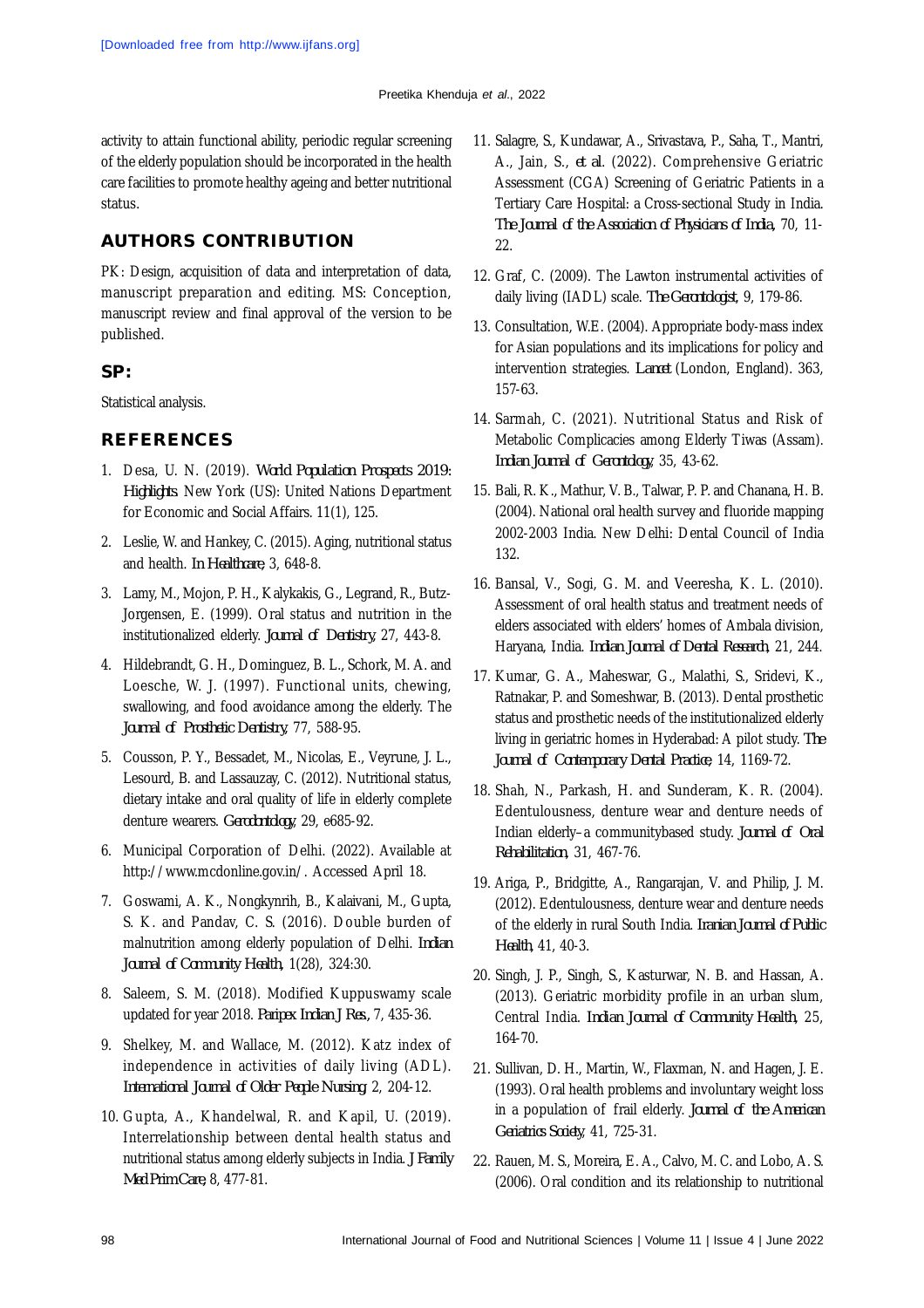activity to attain functional ability, periodic regular screening of the elderly population should be incorporated in the health care facilities to promote healthy ageing and better nutritional status.

## AUTHORS CONTRIBUTION

PK: Design, acquisition of data and interpretation of data, manuscript preparation and editing. MS: Conception, manuscript review and final approval of the version to be published.

## SP:

Statistical analysis.

## REFERENCES

1. Desa, U. N. (2019). *World Population Prospects 2019: Highlights.* New York (US): United Nations Department for Economic and Social Affairs. 11(1), 125.
2. Leslie, W. and Hankey, C. (2015). Aging, nutritional status and health. *In Healthcare,* 3, 648-8.
3. Lamy, M., Mojon, P. H., Kalykakis, G., Legrand, R., Butz-Jorgensen, E. (1999). Oral status and nutrition in the institutionalized elderly. *Journal of Dentistry,* 27, 443-8.
4. Hildebrandt, G. H., Dominguez, B. L., Schork, M. A. and Loesche, W. J. (1997). Functional units, chewing, swallowing, and food avoidance among the elderly. *The Journal of Prosthetic Dentistry,* 77, 588-95.
5. Cousson, P. Y., Bessadet, M., Nicolas, E., Veyrune, J. L., Lesourd, B. and Lassauzay, C. (2012). Nutritional status, dietary intake and oral quality of life in elderly complete denture wearers. *Gerodontology,* 29, e685-92.
6. Municipal Corporation of Delhi. (2022). Available at http://www.mcdonline.gov.in/. Accessed April 18.
7. Goswami, A. K., Nongkynrih, B., Kalaivani, M., Gupta, S. K. and Pandav, C. S. (2016). Double burden of malnutrition among elderly population of Delhi. *Indian Journal of Community Health,* 1(28), 324:30.
8. Saleem, S. M. (2018). Modified Kuppuswamy scale updated for year 2018. *Paripex Indian J Res.,* 7, 435-36.
9. Shelkey, M. and Wallace, M. (2012). Katz index of independence in activities of daily living (ADL). *International Journal of Older People Nursing* 2, 204-12.
10. Gupta, A., Khandelwal, R. and Kapil, U. (2019). Interrelationship between dental health status and nutritional status among elderly subjects in India. *J Family Med Prim Care,* 8, 477-81.
11. Salagre, S., Kundawar, A., Srivastava, P., Saha, T., Mantri, A., Jain, S., *et al.* (2022). Comprehensive Geriatric Assessment (CGA) Screening of Geriatric Patients in a Tertiary Care Hospital: a Cross-sectional Study in India. *The Journal of the Association of Physicians of India,* 70, 11-22.
12. Graf, C. (2009). The Lawton instrumental activities of daily living (IADL) scale. *The Gerontologist,* 9, 179-86.
13. Consultation, W.E. (2004). Appropriate body-mass index for Asian populations and its implications for policy and intervention strategies. *Lancet* (London, England). 363, 157-63.
14. Sarmah, C. (2021). Nutritional Status and Risk of Metabolic Complicacies among Elderly Tiwas (Assam). *Indian Journal of Gerontology,* 35, 43-62.
15. Bali, R. K., Mathur, V. B., Talwar, P. P. and Chanana, H. B. (2004). National oral health survey and fluoride mapping 2002-2003 India. New Delhi: Dental Council of India 132.
16. Bansal, V., Sogi, G. M. and Veeresha, K. L. (2010). Assessment of oral health status and treatment needs of elders associated with elders' homes of Ambala division, Haryana, India. *Indian Journal of Dental Research,* 21, 244.
17. Kumar, G. A., Maheswar, G., Malathi, S., Sridevi, K., Ratnakar, P. and Someshwar, B. (2013). Dental prosthetic status and prosthetic needs of the institutionalized elderly living in geriatric homes in Hyderabad: A pilot study. *The Journal of Contemporary Dental Practice,* 14, 1169-72.
18. Shah, N., Parkash, H. and Sunderam, K. R. (2004). Edentulousness, denture wear and denture needs of Indian elderly–a communitybased study. *Journal of Oral Rehabilitation,* 31, 467-76.
19. Ariga, P., Bridgitte, A., Rangarajan, V. and Philip, J. M. (2012). Edentulousness, denture wear and denture needs of the elderly in rural South India. *Iranian Journal of Public Health,* 41, 40-3.
20. Singh, J. P., Singh, S., Kasturwar, N. B. and Hassan, A. (2013). Geriatric morbidity profile in an urban slum, Central India. *Indian Journal of Community Health,* 25, 164-70.
21. Sullivan, D. H., Martin, W., Flaxman, N. and Hagen, J. E. (1993). Oral health problems and involuntary weight loss in a population of frail elderly. *Journal of the American Geriatrics Society,* 41, 725-31.
22. Rauen, M. S., Moreira, E. A., Calvo, M. C. and Lobo, A. S. (2006). Oral condition and its relationship to nutritional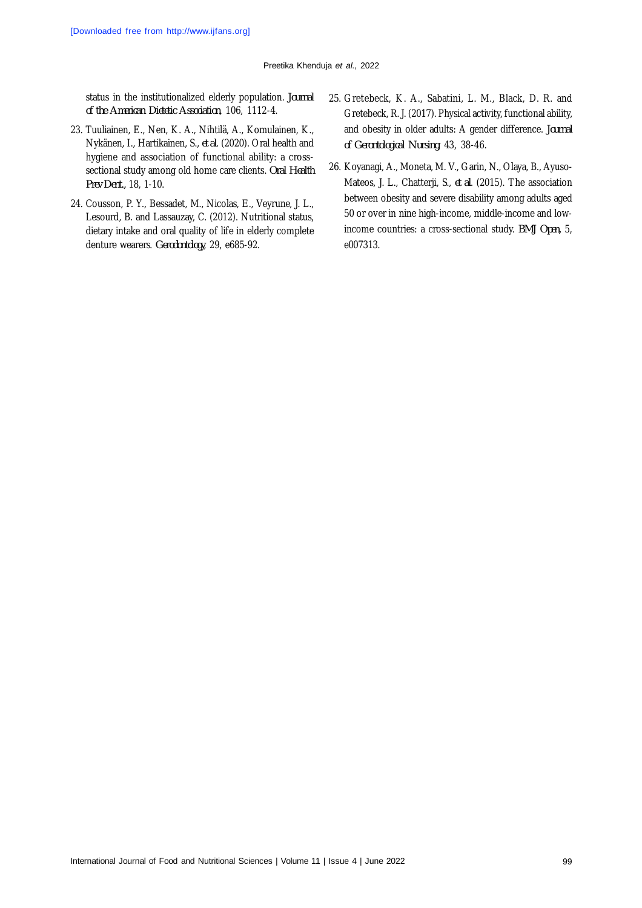status in the institutionalized elderly population. *Journal of the American Dietetic Association*, 106, 1112-4.

23. Tuuliainen, E., Nen, K. A., Nihtilä, A., Komulainen, K., Nykänen, I., Hartikainen, S., *et al.* (2020). Oral health and hygiene and association of functional ability: a cross-sectional study among old home care clients. *Oral Health Prev Dent.*, 18, 1-10.

24. Cousson, P. Y., Bessadet, M., Nicolas, E., Veyrune, J. L., Lesourd, B. and Lassauzay, C. (2012). Nutritional status, dietary intake and oral quality of life in elderly complete denture wearers. *Gerodontology*, 29, e685-92.

25. Gretebeck, K. A., Sabatini, L. M., Black, D. R. and Gretebeck, R. J. (2017). Physical activity, functional ability, and obesity in older adults: A gender difference. *Journal of Gerontological Nursing*, 43, 38-46.

26. Koyanagi, A., Moneta, M. V., Garin, N., Olaya, B., Ayuso-Mateos, J. L., Chatterji, S., *et al.* (2015). The association between obesity and severe disability among adults aged 50 or over in nine high-income, middle-income and low-income countries: a cross-sectional study. *BMJ Open*, 5, e007313.